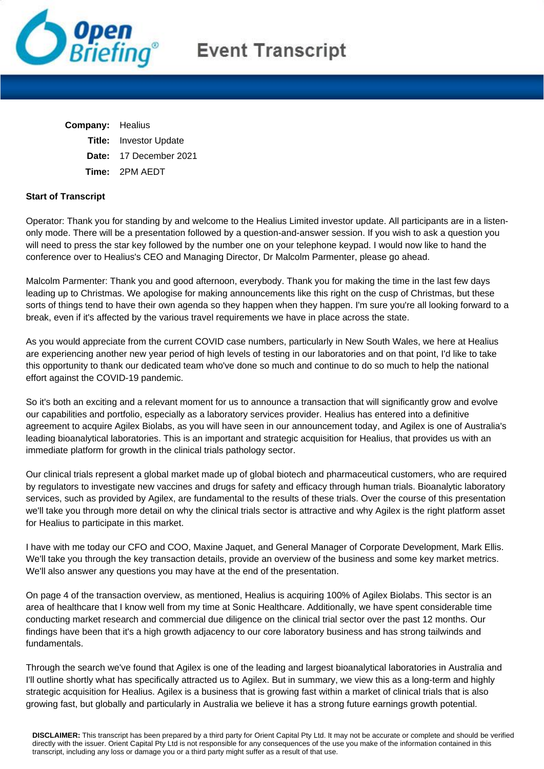# Event Transcript

**Company:** Healius

**Title:** Investor Update

**Date:** 17 December 2021

**Time:** 2PM AEDT

**Start of Transcript**

Operator: Thank you for standing by and welcome to the Healius Limited investor update. All participants are in a listen-only mode. There will be a presentation followed by a question-and-answer session. If you wish to ask a question you will need to press the star key followed by the number one on your telephone keypad. I would now like to hand the conference over to Healius's CEO and Managing Director, Dr Malcolm Parmenter, please go ahead.

Malcolm Parmenter: Thank you and good afternoon, everybody. Thank you for making the time in the last few days leading up to Christmas. We apologise for making announcements like this right on the cusp of Christmas, but these sorts of things tend to have their own agenda so they happen when they happen. I'm sure you're all looking forward to a break, even if it's affected by the various travel requirements we have in place across the state.

As you would appreciate from the current COVID case numbers, particularly in New South Wales, we here at Healius are experiencing another new year period of high levels of testing in our laboratories and on that point, I'd like to take this opportunity to thank our dedicated team who've done so much and continue to do so much to help the national effort against the COVID-19 pandemic.

So it's both an exciting and a relevant moment for us to announce a transaction that will significantly grow and evolve our capabilities and portfolio, especially as a laboratory services provider. Healius has entered into a definitive agreement to acquire Agilex Biolabs, as you will have seen in our announcement today, and Agilex is one of Australia's leading bioanalytical laboratories. This is an important and strategic acquisition for Healius, that provides us with an immediate platform for growth in the clinical trials pathology sector.

Our clinical trials represent a global market made up of global biotech and pharmaceutical customers, who are required by regulators to investigate new vaccines and drugs for safety and efficacy through human trials. Bioanalytic laboratory services, such as provided by Agilex, are fundamental to the results of these trials. Over the course of this presentation we'll take you through more detail on why the clinical trials sector is attractive and why Agilex is the right platform asset for Healius to participate in this market.

I have with me today our CFO and COO, Maxine Jaquet, and General Manager of Corporate Development, Mark Ellis. We'll take you through the key transaction details, provide an overview of the business and some key market metrics. We'll also answer any questions you may have at the end of the presentation.

On page 4 of the transaction overview, as mentioned, Healius is acquiring 100% of Agilex Biolabs. This sector is an area of healthcare that I know well from my time at Sonic Healthcare. Additionally, we have spent considerable time conducting market research and commercial due diligence on the clinical trial sector over the past 12 months. Our findings have been that it's a high growth adjacency to our core laboratory business and has strong tailwinds and fundamentals.

Through the search we've found that Agilex is one of the leading and largest bioanalytical laboratories in Australia and I'll outline shortly what has specifically attracted us to Agilex. But in summary, we view this as a long-term and highly strategic acquisition for Healius. Agilex is a business that is growing fast within a market of clinical trials that is also growing fast, but globally and particularly in Australia we believe it has a strong future earnings growth potential.

**DISCLAIMER:** This transcript has been prepared by a third party for Orient Capital Pty Ltd. It may not be accurate or complete and should be verified directly with the issuer. Orient Capital Pty Ltd is not responsible for any consequences of the use you make of the information contained in this transcript, including any loss or damage you or a third party might suffer as a result of that use.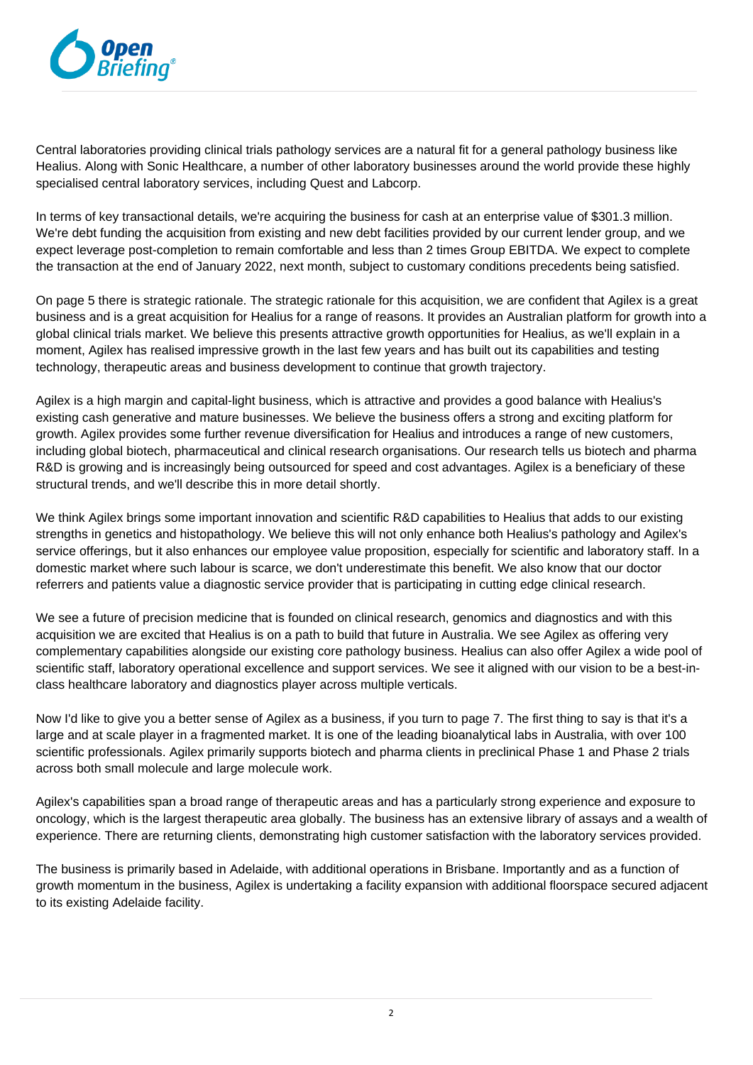Central laboratories providing clinical trials pathology services are a natural fit for a general pathology business like Healius. Along with Sonic Healthcare, a number of other laboratory businesses around the world provide these highly specialised central laboratory services, including Quest and Labcorp.

In terms of key transactional details, we're acquiring the business for cash at an enterprise value of $301.3 million. We're debt funding the acquisition from existing and new debt facilities provided by our current lender group, and we expect leverage post-completion to remain comfortable and less than 2 times Group EBITDA. We expect to complete the transaction at the end of January 2022, next month, subject to customary conditions precedents being satisfied.

On page 5 there is strategic rationale. The strategic rationale for this acquisition, we are confident that Agilex is a great business and is a great acquisition for Healius for a range of reasons. It provides an Australian platform for growth into a global clinical trials market. We believe this presents attractive growth opportunities for Healius, as we'll explain in a moment, Agilex has realised impressive growth in the last few years and has built out its capabilities and testing technology, therapeutic areas and business development to continue that growth trajectory.

Agilex is a high margin and capital-light business, which is attractive and provides a good balance with Healius's existing cash generative and mature businesses. We believe the business offers a strong and exciting platform for growth. Agilex provides some further revenue diversification for Healius and introduces a range of new customers, including global biotech, pharmaceutical and clinical research organisations. Our research tells us biotech and pharma R&D is growing and is increasingly being outsourced for speed and cost advantages. Agilex is a beneficiary of these structural trends, and we'll describe this in more detail shortly.

We think Agilex brings some important innovation and scientific R&D capabilities to Healius that adds to our existing strengths in genetics and histopathology. We believe this will not only enhance both Healius's pathology and Agilex's service offerings, but it also enhances our employee value proposition, especially for scientific and laboratory staff. In a domestic market where such labour is scarce, we don't underestimate this benefit. We also know that our doctor referrers and patients value a diagnostic service provider that is participating in cutting edge clinical research.

We see a future of precision medicine that is founded on clinical research, genomics and diagnostics and with this acquisition we are excited that Healius is on a path to build that future in Australia. We see Agilex as offering very complementary capabilities alongside our existing core pathology business. Healius can also offer Agilex a wide pool of scientific staff, laboratory operational excellence and support services. We see it aligned with our vision to be a best-in-class healthcare laboratory and diagnostics player across multiple verticals.

Now I'd like to give you a better sense of Agilex as a business, if you turn to page 7. The first thing to say is that it's a large and at scale player in a fragmented market. It is one of the leading bioanalytical labs in Australia, with over 100 scientific professionals. Agilex primarily supports biotech and pharma clients in preclinical Phase 1 and Phase 2 trials across both small molecule and large molecule work.

Agilex's capabilities span a broad range of therapeutic areas and has a particularly strong experience and exposure to oncology, which is the largest therapeutic area globally. The business has an extensive library of assays and a wealth of experience. There are returning clients, demonstrating high customer satisfaction with the laboratory services provided.

The business is primarily based in Adelaide, with additional operations in Brisbane. Importantly and as a function of growth momentum in the business, Agilex is undertaking a facility expansion with additional floorspace secured adjacent to its existing Adelaide facility.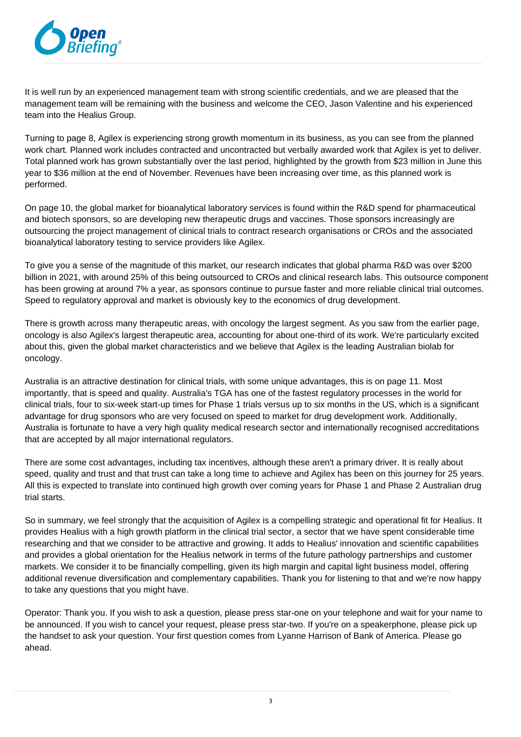It is well run by an experienced management team with strong scientific credentials, and we are pleased that the management team will be remaining with the business and welcome the CEO, Jason Valentine and his experienced team into the Healius Group.

Turning to page 8, Agilex is experiencing strong growth momentum in its business, as you can see from the planned work chart. Planned work includes contracted and uncontracted but verbally awarded work that Agilex is yet to deliver. Total planned work has grown substantially over the last period, highlighted by the growth from $23 million in June this year to $36 million at the end of November. Revenues have been increasing over time, as this planned work is performed.

On page 10, the global market for bioanalytical laboratory services is found within the R&D spend for pharmaceutical and biotech sponsors, so are developing new therapeutic drugs and vaccines. Those sponsors increasingly are outsourcing the project management of clinical trials to contract research organisations or CROs and the associated bioanalytical laboratory testing to service providers like Agilex.

To give you a sense of the magnitude of this market, our research indicates that global pharma R&D was over $200 billion in 2021, with around 25% of this being outsourced to CROs and clinical research labs. This outsource component has been growing at around 7% a year, as sponsors continue to pursue faster and more reliable clinical trial outcomes. Speed to regulatory approval and market is obviously key to the economics of drug development.

There is growth across many therapeutic areas, with oncology the largest segment. As you saw from the earlier page, oncology is also Agilex's largest therapeutic area, accounting for about one-third of its work. We're particularly excited about this, given the global market characteristics and we believe that Agilex is the leading Australian biolab for oncology.

Australia is an attractive destination for clinical trials, with some unique advantages, this is on page 11. Most importantly, that is speed and quality. Australia's TGA has one of the fastest regulatory processes in the world for clinical trials, four to six-week start-up times for Phase 1 trials versus up to six months in the US, which is a significant advantage for drug sponsors who are very focused on speed to market for drug development work. Additionally, Australia is fortunate to have a very high quality medical research sector and internationally recognised accreditations that are accepted by all major international regulators.

There are some cost advantages, including tax incentives, although these aren't a primary driver. It is really about speed, quality and trust and that trust can take a long time to achieve and Agilex has been on this journey for 25 years. All this is expected to translate into continued high growth over coming years for Phase 1 and Phase 2 Australian drug trial starts.

So in summary, we feel strongly that the acquisition of Agilex is a compelling strategic and operational fit for Healius. It provides Healius with a high growth platform in the clinical trial sector, a sector that we have spent considerable time researching and that we consider to be attractive and growing. It adds to Healius' innovation and scientific capabilities and provides a global orientation for the Healius network in terms of the future pathology partnerships and customer markets. We consider it to be financially compelling, given its high margin and capital light business model, offering additional revenue diversification and complementary capabilities. Thank you for listening to that and we're now happy to take any questions that you might have.

Operator: Thank you. If you wish to ask a question, please press star-one on your telephone and wait for your name to be announced. If you wish to cancel your request, please press star-two. If you're on a speakerphone, please pick up the handset to ask your question. Your first question comes from Lyanne Harrison of Bank of America. Please go ahead.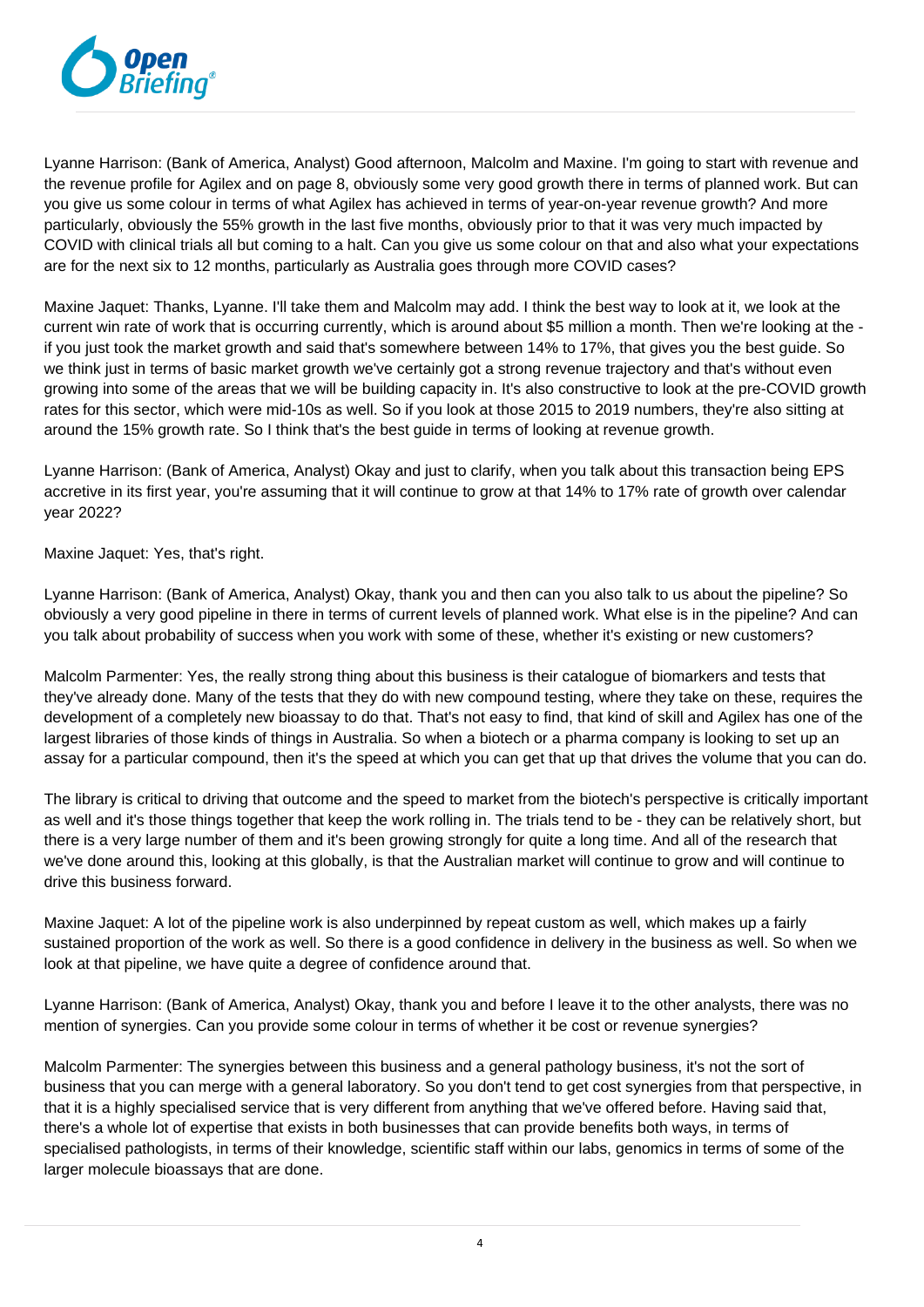Lyanne Harrison: (Bank of America, Analyst) Good afternoon, Malcolm and Maxine. I'm going to start with revenue and the revenue profile for Agilex and on page 8, obviously some very good growth there in terms of planned work. But can you give us some colour in terms of what Agilex has achieved in terms of year-on-year revenue growth? And more particularly, obviously the 55% growth in the last five months, obviously prior to that it was very much impacted by COVID with clinical trials all but coming to a halt. Can you give us some colour on that and also what your expectations are for the next six to 12 months, particularly as Australia goes through more COVID cases?

Maxine Jaquet: Thanks, Lyanne. I'll take them and Malcolm may add. I think the best way to look at it, we look at the current win rate of work that is occurring currently, which is around about $5 million a month. Then we're looking at the - if you just took the market growth and said that's somewhere between 14% to 17%, that gives you the best guide. So we think just in terms of basic market growth we've certainly got a strong revenue trajectory and that's without even growing into some of the areas that we will be building capacity in. It's also constructive to look at the pre-COVID growth rates for this sector, which were mid-10s as well. So if you look at those 2015 to 2019 numbers, they're also sitting at around the 15% growth rate. So I think that's the best guide in terms of looking at revenue growth.

Lyanne Harrison: (Bank of America, Analyst) Okay and just to clarify, when you talk about this transaction being EPS accretive in its first year, you're assuming that it will continue to grow at that 14% to 17% rate of growth over calendar year 2022?

Maxine Jaquet: Yes, that's right.

Lyanne Harrison: (Bank of America, Analyst) Okay, thank you and then can you also talk to us about the pipeline? So obviously a very good pipeline in there in terms of current levels of planned work. What else is in the pipeline? And can you talk about probability of success when you work with some of these, whether it's existing or new customers?

Malcolm Parmenter: Yes, the really strong thing about this business is their catalogue of biomarkers and tests that they've already done. Many of the tests that they do with new compound testing, where they take on these, requires the development of a completely new bioassay to do that. That's not easy to find, that kind of skill and Agilex has one of the largest libraries of those kinds of things in Australia. So when a biotech or a pharma company is looking to set up an assay for a particular compound, then it's the speed at which you can get that up that drives the volume that you can do.

The library is critical to driving that outcome and the speed to market from the biotech's perspective is critically important as well and it's those things together that keep the work rolling in. The trials tend to be - they can be relatively short, but there is a very large number of them and it's been growing strongly for quite a long time. And all of the research that we've done around this, looking at this globally, is that the Australian market will continue to grow and will continue to drive this business forward.

Maxine Jaquet: A lot of the pipeline work is also underpinned by repeat custom as well, which makes up a fairly sustained proportion of the work as well. So there is a good confidence in delivery in the business as well. So when we look at that pipeline, we have quite a degree of confidence around that.

Lyanne Harrison: (Bank of America, Analyst) Okay, thank you and before I leave it to the other analysts, there was no mention of synergies. Can you provide some colour in terms of whether it be cost or revenue synergies?

Malcolm Parmenter: The synergies between this business and a general pathology business, it's not the sort of business that you can merge with a general laboratory. So you don't tend to get cost synergies from that perspective, in that it is a highly specialised service that is very different from anything that we've offered before. Having said that, there's a whole lot of expertise that exists in both businesses that can provide benefits both ways, in terms of specialised pathologists, in terms of their knowledge, scientific staff within our labs, genomics in terms of some of the larger molecule bioassays that are done.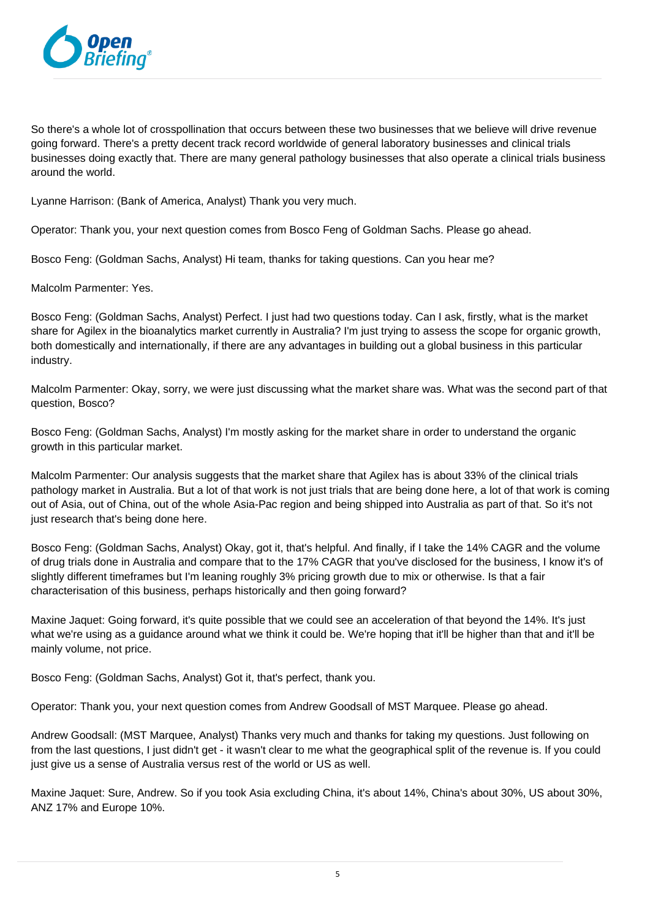So there's a whole lot of crosspollination that occurs between these two businesses that we believe will drive revenue going forward. There's a pretty decent track record worldwide of general laboratory businesses and clinical trials businesses doing exactly that. There are many general pathology businesses that also operate a clinical trials business around the world.

Lyanne Harrison: (Bank of America, Analyst) Thank you very much.

Operator: Thank you, your next question comes from Bosco Feng of Goldman Sachs. Please go ahead.

Bosco Feng: (Goldman Sachs, Analyst) Hi team, thanks for taking questions. Can you hear me?

Malcolm Parmenter: Yes.

Bosco Feng: (Goldman Sachs, Analyst) Perfect. I just had two questions today. Can I ask, firstly, what is the market share for Agilex in the bioanalytics market currently in Australia? I'm just trying to assess the scope for organic growth, both domestically and internationally, if there are any advantages in building out a global business in this particular industry.

Malcolm Parmenter: Okay, sorry, we were just discussing what the market share was. What was the second part of that question, Bosco?

Bosco Feng: (Goldman Sachs, Analyst) I'm mostly asking for the market share in order to understand the organic growth in this particular market.

Malcolm Parmenter: Our analysis suggests that the market share that Agilex has is about 33% of the clinical trials pathology market in Australia. But a lot of that work is not just trials that are being done here, a lot of that work is coming out of Asia, out of China, out of the whole Asia-Pac region and being shipped into Australia as part of that. So it's not just research that's being done here.

Bosco Feng: (Goldman Sachs, Analyst) Okay, got it, that's helpful. And finally, if I take the 14% CAGR and the volume of drug trials done in Australia and compare that to the 17% CAGR that you've disclosed for the business, I know it's of slightly different timeframes but I'm leaning roughly 3% pricing growth due to mix or otherwise. Is that a fair characterisation of this business, perhaps historically and then going forward?

Maxine Jaquet: Going forward, it's quite possible that we could see an acceleration of that beyond the 14%. It's just what we're using as a guidance around what we think it could be. We're hoping that it'll be higher than that and it'll be mainly volume, not price.

Bosco Feng: (Goldman Sachs, Analyst) Got it, that's perfect, thank you.

Operator: Thank you, your next question comes from Andrew Goodsall of MST Marquee. Please go ahead.

Andrew Goodsall: (MST Marquee, Analyst) Thanks very much and thanks for taking my questions. Just following on from the last questions, I just didn't get - it wasn't clear to me what the geographical split of the revenue is. If you could just give us a sense of Australia versus rest of the world or US as well.

Maxine Jaquet: Sure, Andrew. So if you took Asia excluding China, it's about 14%, China's about 30%, US about 30%, ANZ 17% and Europe 10%.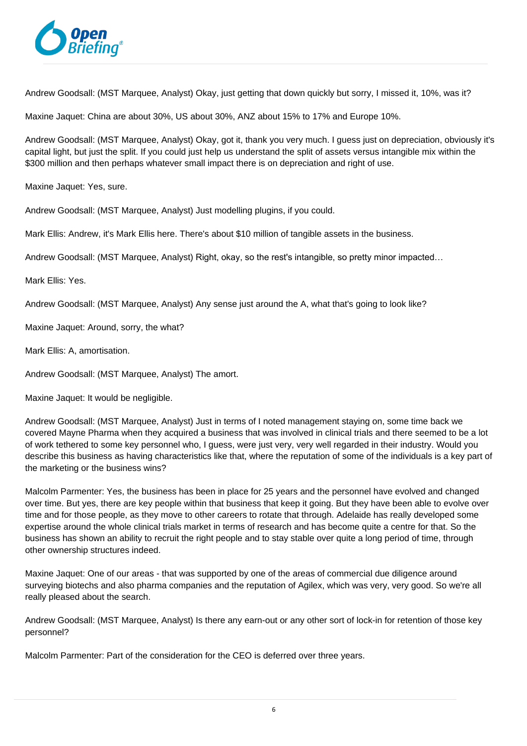Andrew Goodsall: (MST Marquee, Analyst) Okay, just getting that down quickly but sorry, I missed it, 10%, was it?

Maxine Jaquet: China are about 30%, US about 30%, ANZ about 15% to 17% and Europe 10%.

Andrew Goodsall: (MST Marquee, Analyst) Okay, got it, thank you very much. I guess just on depreciation, obviously it's capital light, but just the split. If you could just help us understand the split of assets versus intangible mix within the $300 million and then perhaps whatever small impact there is on depreciation and right of use.

Maxine Jaquet: Yes, sure.

Andrew Goodsall: (MST Marquee, Analyst) Just modelling plugins, if you could.

Mark Ellis: Andrew, it's Mark Ellis here. There's about $10 million of tangible assets in the business.

Andrew Goodsall: (MST Marquee, Analyst) Right, okay, so the rest's intangible, so pretty minor impacted…

Mark Ellis: Yes.

Andrew Goodsall: (MST Marquee, Analyst) Any sense just around the A, what that's going to look like?

Maxine Jaquet: Around, sorry, the what?

Mark Ellis: A, amortisation.

Andrew Goodsall: (MST Marquee, Analyst) The amort.

Maxine Jaquet: It would be negligible.

Andrew Goodsall: (MST Marquee, Analyst) Just in terms of I noted management staying on, some time back we covered Mayne Pharma when they acquired a business that was involved in clinical trials and there seemed to be a lot of work tethered to some key personnel who, I guess, were just very, very well regarded in their industry. Would you describe this business as having characteristics like that, where the reputation of some of the individuals is a key part of the marketing or the business wins?

Malcolm Parmenter: Yes, the business has been in place for 25 years and the personnel have evolved and changed over time. But yes, there are key people within that business that keep it going. But they have been able to evolve over time and for those people, as they move to other careers to rotate that through. Adelaide has really developed some expertise around the whole clinical trials market in terms of research and has become quite a centre for that. So the business has shown an ability to recruit the right people and to stay stable over quite a long period of time, through other ownership structures indeed.

Maxine Jaquet: One of our areas - that was supported by one of the areas of commercial due diligence around surveying biotechs and also pharma companies and the reputation of Agilex, which was very, very good. So we're all really pleased about the search.

Andrew Goodsall: (MST Marquee, Analyst) Is there any earn-out or any other sort of lock-in for retention of those key personnel?

Malcolm Parmenter: Part of the consideration for the CEO is deferred over three years.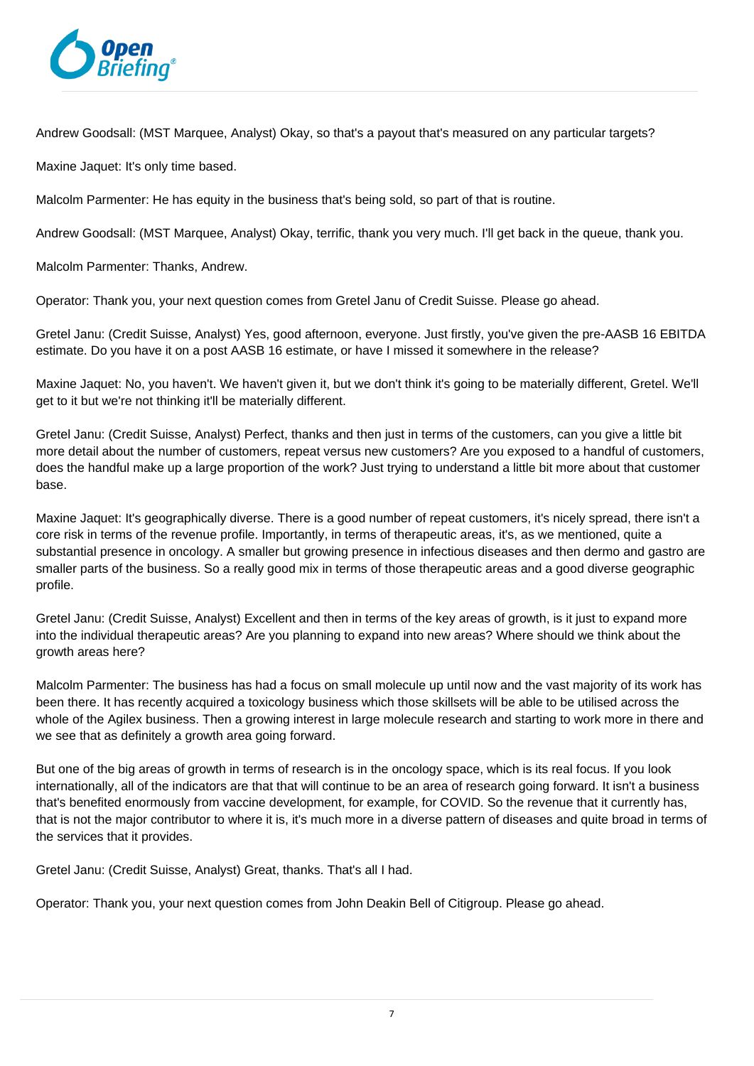Andrew Goodsall: (MST Marquee, Analyst) Okay, so that's a payout that's measured on any particular targets?

Maxine Jaquet: It's only time based.

Malcolm Parmenter: He has equity in the business that's being sold, so part of that is routine.

Andrew Goodsall: (MST Marquee, Analyst) Okay, terrific, thank you very much. I'll get back in the queue, thank you.

Malcolm Parmenter: Thanks, Andrew.

Operator: Thank you, your next question comes from Gretel Janu of Credit Suisse. Please go ahead.

Gretel Janu: (Credit Suisse, Analyst) Yes, good afternoon, everyone. Just firstly, you've given the pre-AASB 16 EBITDA estimate. Do you have it on a post AASB 16 estimate, or have I missed it somewhere in the release?

Maxine Jaquet: No, you haven't. We haven't given it, but we don't think it's going to be materially different, Gretel. We'll get to it but we're not thinking it'll be materially different.

Gretel Janu: (Credit Suisse, Analyst) Perfect, thanks and then just in terms of the customers, can you give a little bit more detail about the number of customers, repeat versus new customers? Are you exposed to a handful of customers, does the handful make up a large proportion of the work? Just trying to understand a little bit more about that customer base.

Maxine Jaquet: It's geographically diverse. There is a good number of repeat customers, it's nicely spread, there isn't a core risk in terms of the revenue profile. Importantly, in terms of therapeutic areas, it's, as we mentioned, quite a substantial presence in oncology. A smaller but growing presence in infectious diseases and then dermo and gastro are smaller parts of the business. So a really good mix in terms of those therapeutic areas and a good diverse geographic profile.

Gretel Janu: (Credit Suisse, Analyst) Excellent and then in terms of the key areas of growth, is it just to expand more into the individual therapeutic areas? Are you planning to expand into new areas? Where should we think about the growth areas here?

Malcolm Parmenter: The business has had a focus on small molecule up until now and the vast majority of its work has been there. It has recently acquired a toxicology business which those skillsets will be able to be utilised across the whole of the Agilex business. Then a growing interest in large molecule research and starting to work more in there and we see that as definitely a growth area going forward.

But one of the big areas of growth in terms of research is in the oncology space, which is its real focus. If you look internationally, all of the indicators are that that will continue to be an area of research going forward. It isn't a business that's benefited enormously from vaccine development, for example, for COVID. So the revenue that it currently has, that is not the major contributor to where it is, it's much more in a diverse pattern of diseases and quite broad in terms of the services that it provides.

Gretel Janu: (Credit Suisse, Analyst) Great, thanks. That's all I had.

Operator: Thank you, your next question comes from John Deakin Bell of Citigroup. Please go ahead.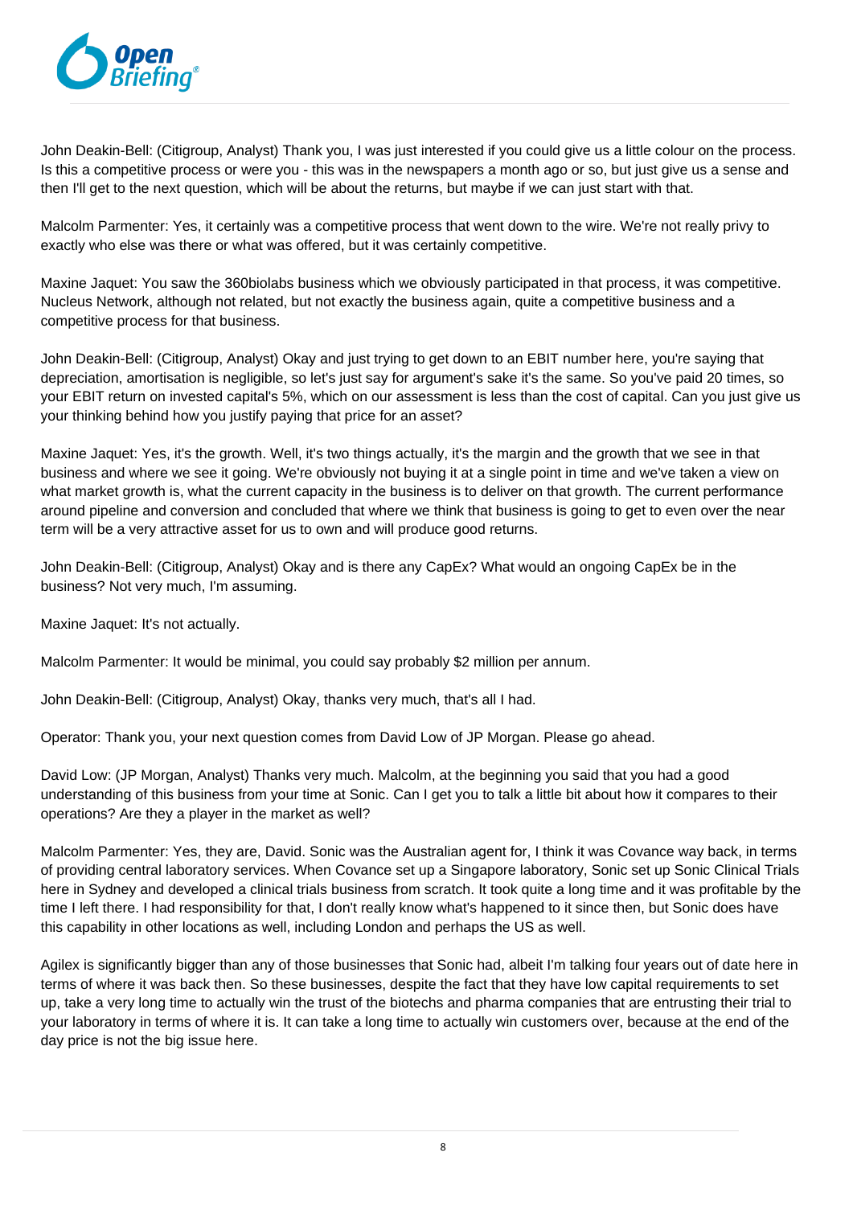John Deakin-Bell: (Citigroup, Analyst) Thank you, I was just interested if you could give us a little colour on the process. Is this a competitive process or were you - this was in the newspapers a month ago or so, but just give us a sense and then I'll get to the next question, which will be about the returns, but maybe if we can just start with that.

Malcolm Parmenter: Yes, it certainly was a competitive process that went down to the wire. We're not really privy to exactly who else was there or what was offered, but it was certainly competitive.

Maxine Jaquet: You saw the 360biolabs business which we obviously participated in that process, it was competitive. Nucleus Network, although not related, but not exactly the business again, quite a competitive business and a competitive process for that business.

John Deakin-Bell: (Citigroup, Analyst) Okay and just trying to get down to an EBIT number here, you're saying that depreciation, amortisation is negligible, so let's just say for argument's sake it's the same. So you've paid 20 times, so your EBIT return on invested capital's 5%, which on our assessment is less than the cost of capital. Can you just give us your thinking behind how you justify paying that price for an asset?

Maxine Jaquet: Yes, it's the growth. Well, it's two things actually, it's the margin and the growth that we see in that business and where we see it going. We're obviously not buying it at a single point in time and we've taken a view on what market growth is, what the current capacity in the business is to deliver on that growth. The current performance around pipeline and conversion and concluded that where we think that business is going to get to even over the near term will be a very attractive asset for us to own and will produce good returns.

John Deakin-Bell: (Citigroup, Analyst) Okay and is there any CapEx? What would an ongoing CapEx be in the business? Not very much, I'm assuming.

Maxine Jaquet: It's not actually.

Malcolm Parmenter: It would be minimal, you could say probably $2 million per annum.

John Deakin-Bell: (Citigroup, Analyst) Okay, thanks very much, that's all I had.

Operator: Thank you, your next question comes from David Low of JP Morgan. Please go ahead.

David Low: (JP Morgan, Analyst) Thanks very much. Malcolm, at the beginning you said that you had a good understanding of this business from your time at Sonic. Can I get you to talk a little bit about how it compares to their operations? Are they a player in the market as well?

Malcolm Parmenter: Yes, they are, David. Sonic was the Australian agent for, I think it was Covance way back, in terms of providing central laboratory services. When Covance set up a Singapore laboratory, Sonic set up Sonic Clinical Trials here in Sydney and developed a clinical trials business from scratch. It took quite a long time and it was profitable by the time I left there. I had responsibility for that, I don't really know what's happened to it since then, but Sonic does have this capability in other locations as well, including London and perhaps the US as well.

Agilex is significantly bigger than any of those businesses that Sonic had, albeit I'm talking four years out of date here in terms of where it was back then. So these businesses, despite the fact that they have low capital requirements to set up, take a very long time to actually win the trust of the biotechs and pharma companies that are entrusting their trial to your laboratory in terms of where it is. It can take a long time to actually win customers over, because at the end of the day price is not the big issue here.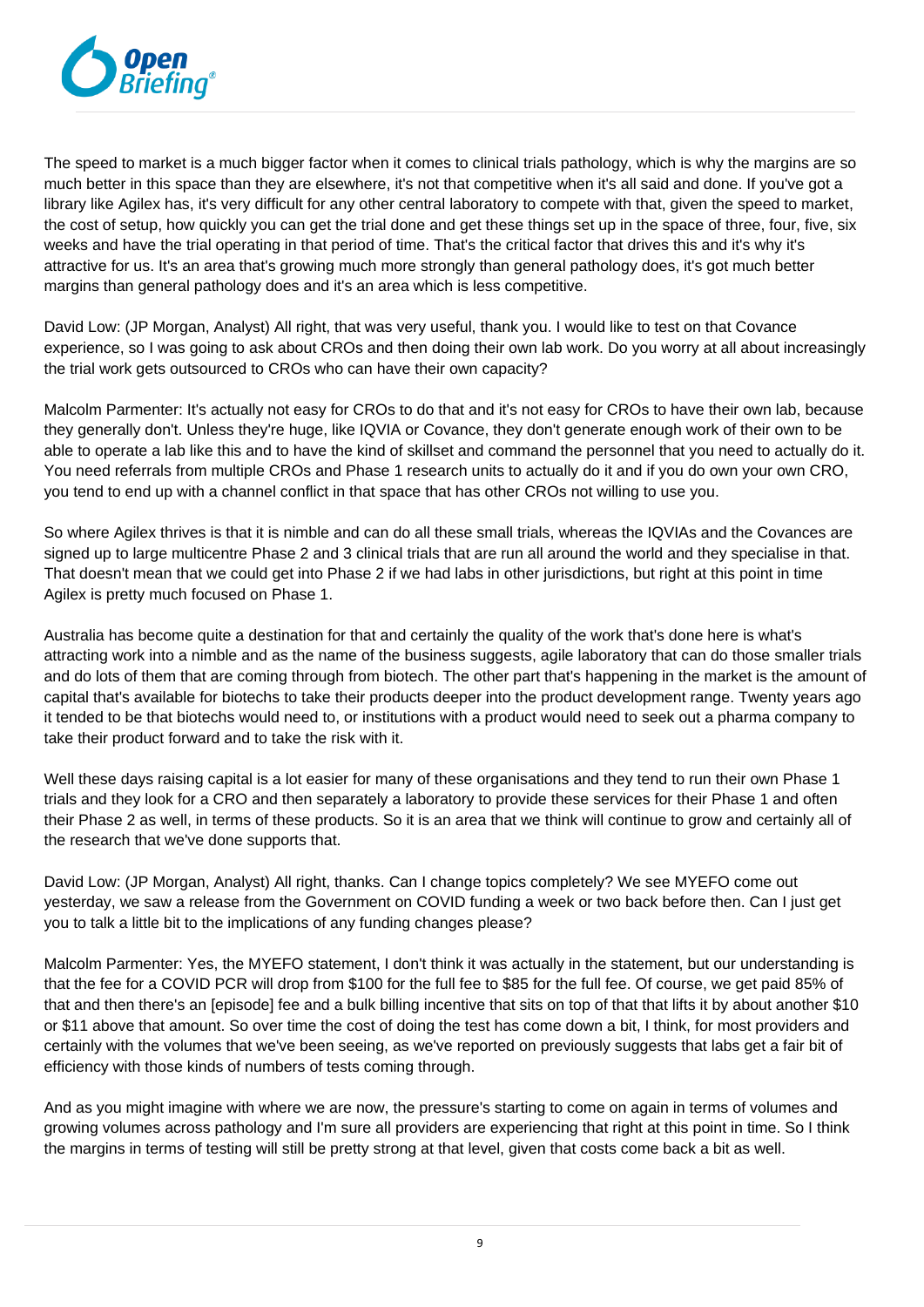The speed to market is a much bigger factor when it comes to clinical trials pathology, which is why the margins are so much better in this space than they are elsewhere, it's not that competitive when it's all said and done. If you've got a library like Agilex has, it's very difficult for any other central laboratory to compete with that, given the speed to market, the cost of setup, how quickly you can get the trial done and get these things set up in the space of three, four, five, six weeks and have the trial operating in that period of time. That's the critical factor that drives this and it's why it's attractive for us. It's an area that's growing much more strongly than general pathology does, it's got much better margins than general pathology does and it's an area which is less competitive.

David Low: (JP Morgan, Analyst) All right, that was very useful, thank you. I would like to test on that Covance experience, so I was going to ask about CROs and then doing their own lab work. Do you worry at all about increasingly the trial work gets outsourced to CROs who can have their own capacity?

Malcolm Parmenter: It's actually not easy for CROs to do that and it's not easy for CROs to have their own lab, because they generally don't. Unless they're huge, like IQVIA or Covance, they don't generate enough work of their own to be able to operate a lab like this and to have the kind of skillset and command the personnel that you need to actually do it. You need referrals from multiple CROs and Phase 1 research units to actually do it and if you do own your own CRO, you tend to end up with a channel conflict in that space that has other CROs not willing to use you.

So where Agilex thrives is that it is nimble and can do all these small trials, whereas the IQVIAs and the Covances are signed up to large multicentre Phase 2 and 3 clinical trials that are run all around the world and they specialise in that. That doesn't mean that we could get into Phase 2 if we had labs in other jurisdictions, but right at this point in time Agilex is pretty much focused on Phase 1.

Australia has become quite a destination for that and certainly the quality of the work that's done here is what's attracting work into a nimble and as the name of the business suggests, agile laboratory that can do those smaller trials and do lots of them that are coming through from biotech. The other part that's happening in the market is the amount of capital that's available for biotechs to take their products deeper into the product development range. Twenty years ago it tended to be that biotechs would need to, or institutions with a product would need to seek out a pharma company to take their product forward and to take the risk with it.

Well these days raising capital is a lot easier for many of these organisations and they tend to run their own Phase 1 trials and they look for a CRO and then separately a laboratory to provide these services for their Phase 1 and often their Phase 2 as well, in terms of these products. So it is an area that we think will continue to grow and certainly all of the research that we've done supports that.

David Low: (JP Morgan, Analyst) All right, thanks. Can I change topics completely? We see MYEFO come out yesterday, we saw a release from the Government on COVID funding a week or two back before then. Can I just get you to talk a little bit to the implications of any funding changes please?

Malcolm Parmenter: Yes, the MYEFO statement, I don't think it was actually in the statement, but our understanding is that the fee for a COVID PCR will drop from $100 for the full fee to $85 for the full fee. Of course, we get paid 85% of that and then there's an [episode] fee and a bulk billing incentive that sits on top of that that lifts it by about another $10 or $11 above that amount. So over time the cost of doing the test has come down a bit, I think, for most providers and certainly with the volumes that we've been seeing, as we've reported on previously suggests that labs get a fair bit of efficiency with those kinds of numbers of tests coming through.

And as you might imagine with where we are now, the pressure's starting to come on again in terms of volumes and growing volumes across pathology and I'm sure all providers are experiencing that right at this point in time. So I think the margins in terms of testing will still be pretty strong at that level, given that costs come back a bit as well.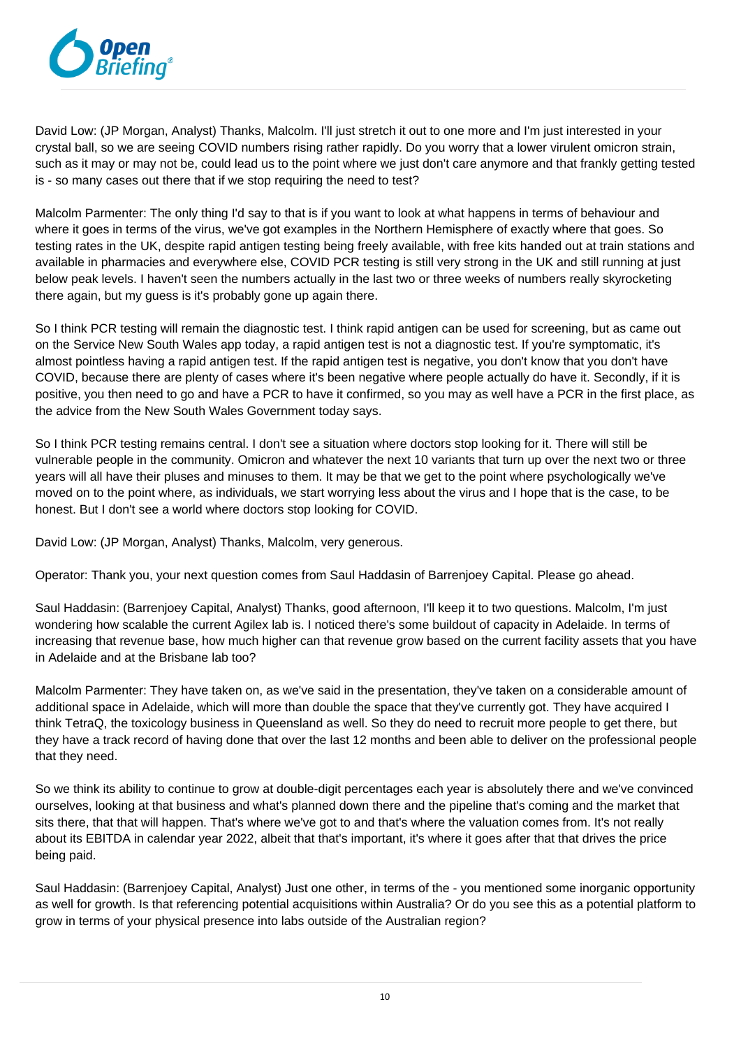David Low: (JP Morgan, Analyst) Thanks, Malcolm. I'll just stretch it out to one more and I'm just interested in your crystal ball, so we are seeing COVID numbers rising rather rapidly. Do you worry that a lower virulent omicron strain, such as it may or may not be, could lead us to the point where we just don't care anymore and that frankly getting tested is - so many cases out there that if we stop requiring the need to test?

Malcolm Parmenter: The only thing I'd say to that is if you want to look at what happens in terms of behaviour and where it goes in terms of the virus, we've got examples in the Northern Hemisphere of exactly where that goes. So testing rates in the UK, despite rapid antigen testing being freely available, with free kits handed out at train stations and available in pharmacies and everywhere else, COVID PCR testing is still very strong in the UK and still running at just below peak levels. I haven't seen the numbers actually in the last two or three weeks of numbers really skyrocketing there again, but my guess is it's probably gone up again there.

So I think PCR testing will remain the diagnostic test. I think rapid antigen can be used for screening, but as came out on the Service New South Wales app today, a rapid antigen test is not a diagnostic test. If you're symptomatic, it's almost pointless having a rapid antigen test. If the rapid antigen test is negative, you don't know that you don't have COVID, because there are plenty of cases where it's been negative where people actually do have it. Secondly, if it is positive, you then need to go and have a PCR to have it confirmed, so you may as well have a PCR in the first place, as the advice from the New South Wales Government today says.

So I think PCR testing remains central. I don't see a situation where doctors stop looking for it. There will still be vulnerable people in the community. Omicron and whatever the next 10 variants that turn up over the next two or three years will all have their pluses and minuses to them. It may be that we get to the point where psychologically we've moved on to the point where, as individuals, we start worrying less about the virus and I hope that is the case, to be honest. But I don't see a world where doctors stop looking for COVID.

David Low: (JP Morgan, Analyst) Thanks, Malcolm, very generous.

Operator: Thank you, your next question comes from Saul Haddasin of Barrenjoey Capital. Please go ahead.

Saul Haddasin: (Barrenjoey Capital, Analyst) Thanks, good afternoon, I'll keep it to two questions. Malcolm, I'm just wondering how scalable the current Agilex lab is. I noticed there's some buildout of capacity in Adelaide. In terms of increasing that revenue base, how much higher can that revenue grow based on the current facility assets that you have in Adelaide and at the Brisbane lab too?

Malcolm Parmenter: They have taken on, as we've said in the presentation, they've taken on a considerable amount of additional space in Adelaide, which will more than double the space that they've currently got. They have acquired I think TetraQ, the toxicology business in Queensland as well. So they do need to recruit more people to get there, but they have a track record of having done that over the last 12 months and been able to deliver on the professional people that they need.

So we think its ability to continue to grow at double-digit percentages each year is absolutely there and we've convinced ourselves, looking at that business and what's planned down there and the pipeline that's coming and the market that sits there, that that will happen. That's where we've got to and that's where the valuation comes from. It's not really about its EBITDA in calendar year 2022, albeit that that's important, it's where it goes after that that drives the price being paid.

Saul Haddasin: (Barrenjoey Capital, Analyst) Just one other, in terms of the - you mentioned some inorganic opportunity as well for growth. Is that referencing potential acquisitions within Australia? Or do you see this as a potential platform to grow in terms of your physical presence into labs outside of the Australian region?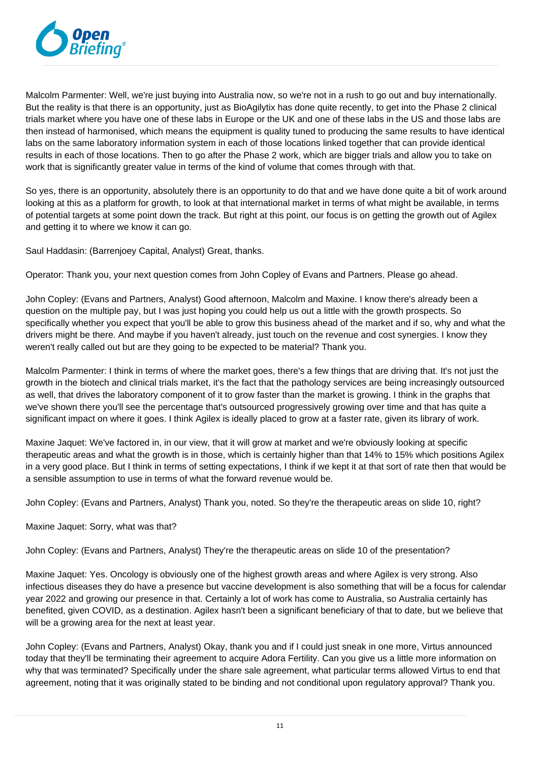Malcolm Parmenter: Well, we're just buying into Australia now, so we're not in a rush to go out and buy internationally. But the reality is that there is an opportunity, just as BioAgilytix has done quite recently, to get into the Phase 2 clinical trials market where you have one of these labs in Europe or the UK and one of these labs in the US and those labs are then instead of harmonised, which means the equipment is quality tuned to producing the same results to have identical labs on the same laboratory information system in each of those locations linked together that can provide identical results in each of those locations. Then to go after the Phase 2 work, which are bigger trials and allow you to take on work that is significantly greater value in terms of the kind of volume that comes through with that.

So yes, there is an opportunity, absolutely there is an opportunity to do that and we have done quite a bit of work around looking at this as a platform for growth, to look at that international market in terms of what might be available, in terms of potential targets at some point down the track. But right at this point, our focus is on getting the growth out of Agilex and getting it to where we know it can go.

Saul Haddasin: (Barrenjoey Capital, Analyst) Great, thanks.

Operator: Thank you, your next question comes from John Copley of Evans and Partners. Please go ahead.

John Copley: (Evans and Partners, Analyst) Good afternoon, Malcolm and Maxine. I know there's already been a question on the multiple pay, but I was just hoping you could help us out a little with the growth prospects. So specifically whether you expect that you'll be able to grow this business ahead of the market and if so, why and what the drivers might be there. And maybe if you haven't already, just touch on the revenue and cost synergies. I know they weren't really called out but are they going to be expected to be material? Thank you.

Malcolm Parmenter: I think in terms of where the market goes, there's a few things that are driving that. It's not just the growth in the biotech and clinical trials market, it's the fact that the pathology services are being increasingly outsourced as well, that drives the laboratory component of it to grow faster than the market is growing. I think in the graphs that we've shown there you'll see the percentage that's outsourced progressively growing over time and that has quite a significant impact on where it goes. I think Agilex is ideally placed to grow at a faster rate, given its library of work.

Maxine Jaquet: We've factored in, in our view, that it will grow at market and we're obviously looking at specific therapeutic areas and what the growth is in those, which is certainly higher than that 14% to 15% which positions Agilex in a very good place. But I think in terms of setting expectations, I think if we kept it at that sort of rate then that would be a sensible assumption to use in terms of what the forward revenue would be.

John Copley: (Evans and Partners, Analyst) Thank you, noted. So they're the therapeutic areas on slide 10, right?

Maxine Jaquet: Sorry, what was that?

John Copley: (Evans and Partners, Analyst) They're the therapeutic areas on slide 10 of the presentation?

Maxine Jaquet: Yes. Oncology is obviously one of the highest growth areas and where Agilex is very strong. Also infectious diseases they do have a presence but vaccine development is also something that will be a focus for calendar year 2022 and growing our presence in that. Certainly a lot of work has come to Australia, so Australia certainly has benefited, given COVID, as a destination. Agilex hasn't been a significant beneficiary of that to date, but we believe that will be a growing area for the next at least year.

John Copley: (Evans and Partners, Analyst) Okay, thank you and if I could just sneak in one more, Virtus announced today that they'll be terminating their agreement to acquire Adora Fertility. Can you give us a little more information on why that was terminated? Specifically under the share sale agreement, what particular terms allowed Virtus to end that agreement, noting that it was originally stated to be binding and not conditional upon regulatory approval? Thank you.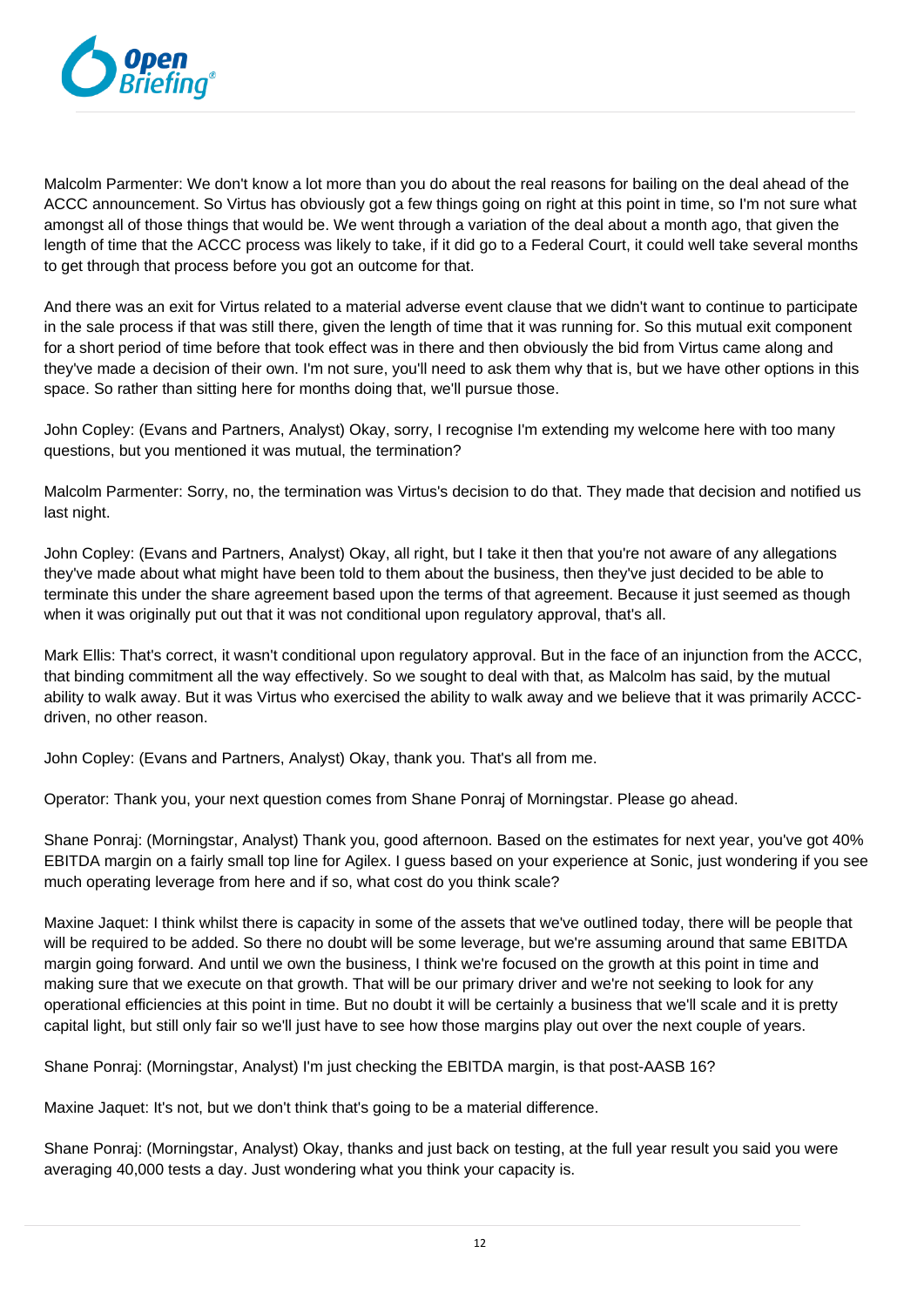Malcolm Parmenter: We don't know a lot more than you do about the real reasons for bailing on the deal ahead of the ACCC announcement. So Virtus has obviously got a few things going on right at this point in time, so I'm not sure what amongst all of those things that would be. We went through a variation of the deal about a month ago, that given the length of time that the ACCC process was likely to take, if it did go to a Federal Court, it could well take several months to get through that process before you got an outcome for that.

And there was an exit for Virtus related to a material adverse event clause that we didn't want to continue to participate in the sale process if that was still there, given the length of time that it was running for. So this mutual exit component for a short period of time before that took effect was in there and then obviously the bid from Virtus came along and they've made a decision of their own. I'm not sure, you'll need to ask them why that is, but we have other options in this space. So rather than sitting here for months doing that, we'll pursue those.

John Copley: (Evans and Partners, Analyst) Okay, sorry, I recognise I'm extending my welcome here with too many questions, but you mentioned it was mutual, the termination?

Malcolm Parmenter: Sorry, no, the termination was Virtus's decision to do that. They made that decision and notified us last night.

John Copley: (Evans and Partners, Analyst) Okay, all right, but I take it then that you're not aware of any allegations they've made about what might have been told to them about the business, then they've just decided to be able to terminate this under the share agreement based upon the terms of that agreement. Because it just seemed as though when it was originally put out that it was not conditional upon regulatory approval, that's all.

Mark Ellis: That's correct, it wasn't conditional upon regulatory approval. But in the face of an injunction from the ACCC, that binding commitment all the way effectively. So we sought to deal with that, as Malcolm has said, by the mutual ability to walk away. But it was Virtus who exercised the ability to walk away and we believe that it was primarily ACCC-driven, no other reason.

John Copley: (Evans and Partners, Analyst) Okay, thank you. That's all from me.

Operator: Thank you, your next question comes from Shane Ponraj of Morningstar. Please go ahead.

Shane Ponraj: (Morningstar, Analyst) Thank you, good afternoon. Based on the estimates for next year, you've got 40% EBITDA margin on a fairly small top line for Agilex. I guess based on your experience at Sonic, just wondering if you see much operating leverage from here and if so, what cost do you think scale?

Maxine Jaquet: I think whilst there is capacity in some of the assets that we've outlined today, there will be people that will be required to be added. So there no doubt will be some leverage, but we're assuming around that same EBITDA margin going forward. And until we own the business, I think we're focused on the growth at this point in time and making sure that we execute on that growth. That will be our primary driver and we're not seeking to look for any operational efficiencies at this point in time. But no doubt it will be certainly a business that we'll scale and it is pretty capital light, but still only fair so we'll just have to see how those margins play out over the next couple of years.

Shane Ponraj: (Morningstar, Analyst) I'm just checking the EBITDA margin, is that post-AASB 16?

Maxine Jaquet: It's not, but we don't think that's going to be a material difference.

Shane Ponraj: (Morningstar, Analyst) Okay, thanks and just back on testing, at the full year result you said you were averaging 40,000 tests a day. Just wondering what you think your capacity is.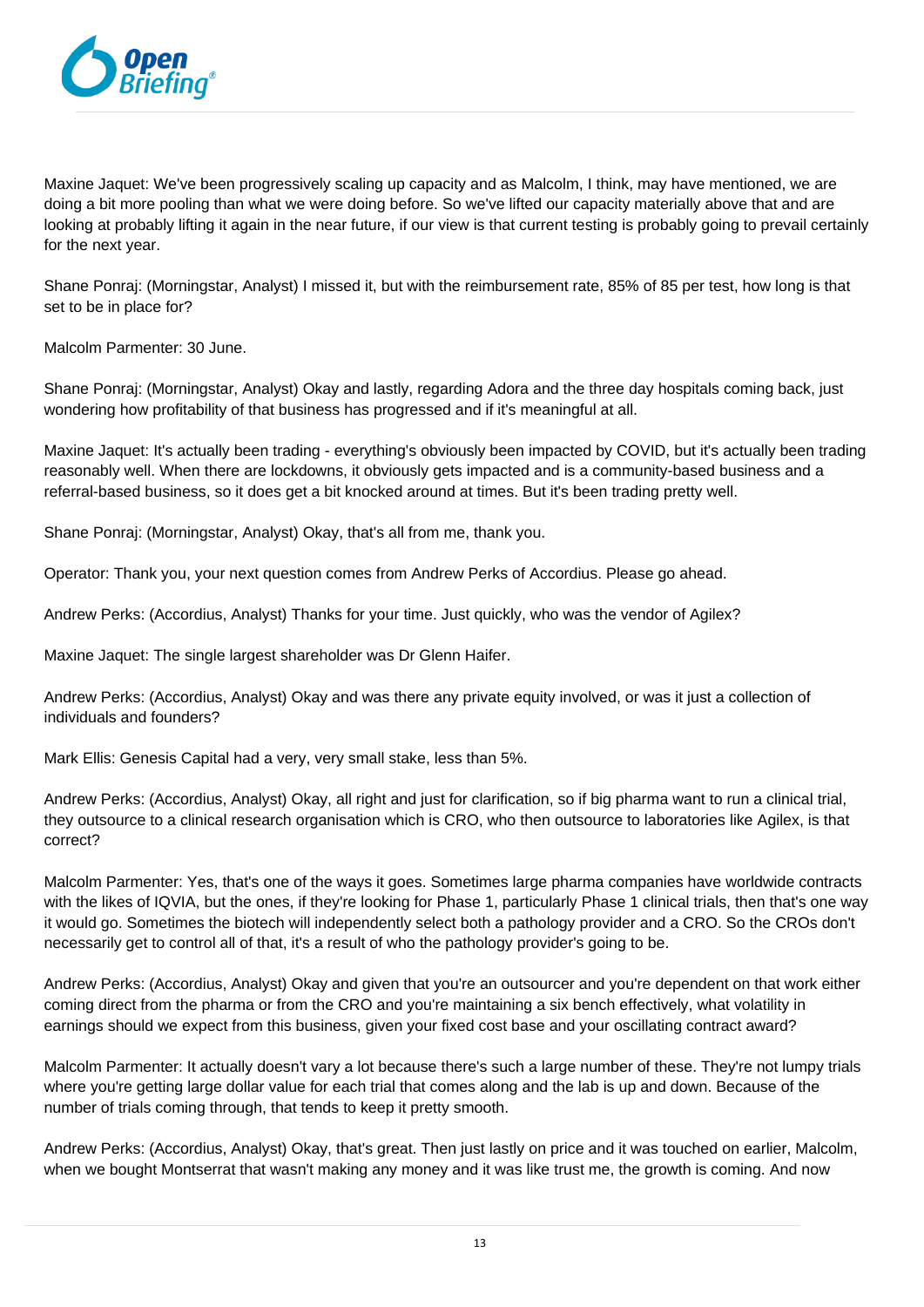Maxine Jaquet: We've been progressively scaling up capacity and as Malcolm, I think, may have mentioned, we are doing a bit more pooling than what we were doing before. So we've lifted our capacity materially above that and are looking at probably lifting it again in the near future, if our view is that current testing is probably going to prevail certainly for the next year.

Shane Ponraj: (Morningstar, Analyst) I missed it, but with the reimbursement rate, 85% of 85 per test, how long is that set to be in place for?

Malcolm Parmenter: 30 June.

Shane Ponraj: (Morningstar, Analyst) Okay and lastly, regarding Adora and the three day hospitals coming back, just wondering how profitability of that business has progressed and if it's meaningful at all.

Maxine Jaquet: It's actually been trading - everything's obviously been impacted by COVID, but it's actually been trading reasonably well. When there are lockdowns, it obviously gets impacted and is a community-based business and a referral-based business, so it does get a bit knocked around at times. But it's been trading pretty well.

Shane Ponraj: (Morningstar, Analyst) Okay, that's all from me, thank you.

Operator: Thank you, your next question comes from Andrew Perks of Accordius. Please go ahead.

Andrew Perks: (Accordius, Analyst) Thanks for your time. Just quickly, who was the vendor of Agilex?

Maxine Jaquet: The single largest shareholder was Dr Glenn Haifer.

Andrew Perks: (Accordius, Analyst) Okay and was there any private equity involved, or was it just a collection of individuals and founders?

Mark Ellis: Genesis Capital had a very, very small stake, less than 5%.

Andrew Perks: (Accordius, Analyst) Okay, all right and just for clarification, so if big pharma want to run a clinical trial, they outsource to a clinical research organisation which is CRO, who then outsource to laboratories like Agilex, is that correct?

Malcolm Parmenter: Yes, that's one of the ways it goes. Sometimes large pharma companies have worldwide contracts with the likes of IQVIA, but the ones, if they're looking for Phase 1, particularly Phase 1 clinical trials, then that's one way it would go. Sometimes the biotech will independently select both a pathology provider and a CRO. So the CROs don't necessarily get to control all of that, it's a result of who the pathology provider's going to be.

Andrew Perks: (Accordius, Analyst) Okay and given that you're an outsourcer and you're dependent on that work either coming direct from the pharma or from the CRO and you're maintaining a six bench effectively, what volatility in earnings should we expect from this business, given your fixed cost base and your oscillating contract award?

Malcolm Parmenter: It actually doesn't vary a lot because there's such a large number of these. They're not lumpy trials where you're getting large dollar value for each trial that comes along and the lab is up and down. Because of the number of trials coming through, that tends to keep it pretty smooth.

Andrew Perks: (Accordius, Analyst) Okay, that's great. Then just lastly on price and it was touched on earlier, Malcolm, when we bought Montserrat that wasn't making any money and it was like trust me, the growth is coming. And now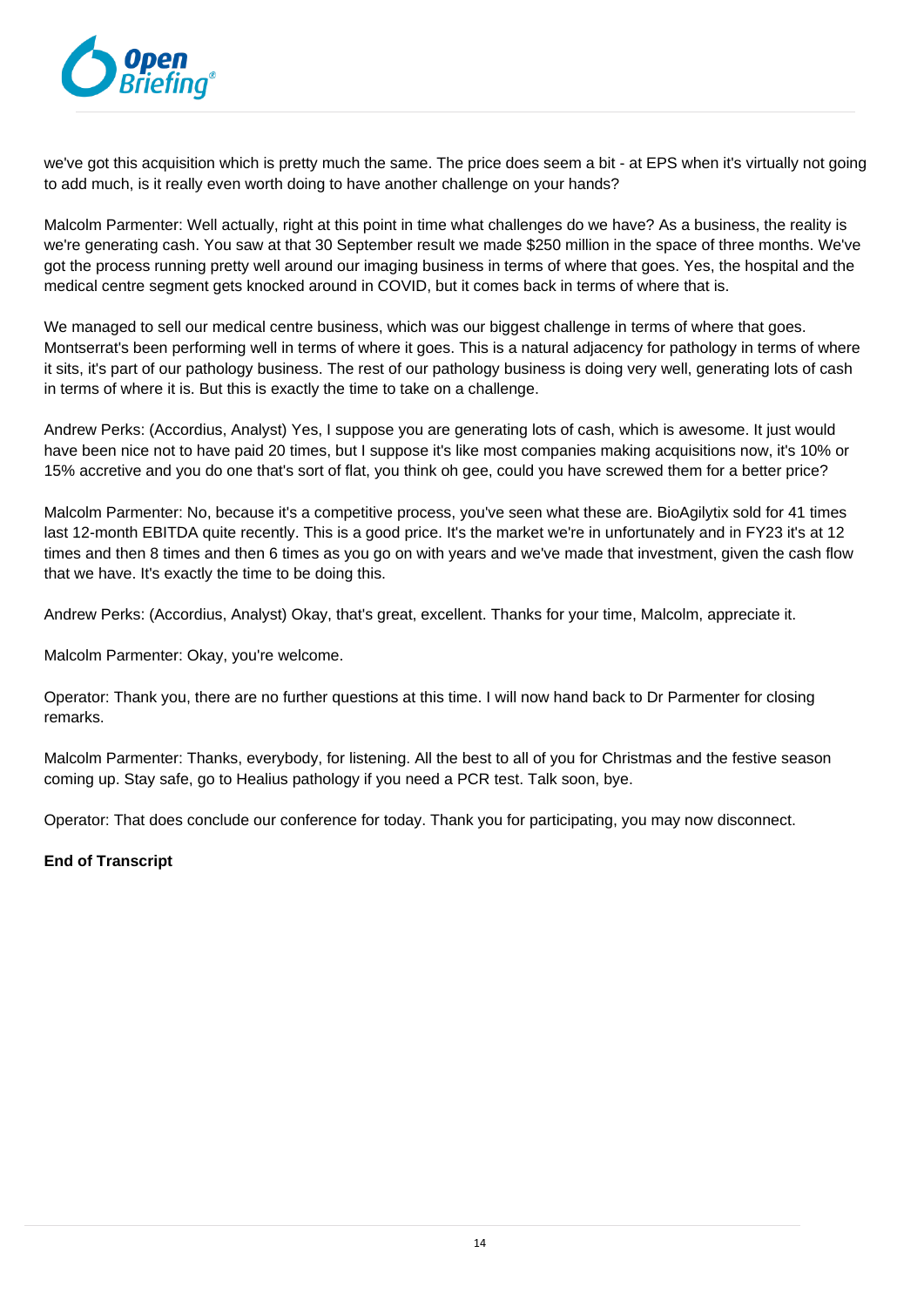we've got this acquisition which is pretty much the same. The price does seem a bit - at EPS when it's virtually not going to add much, is it really even worth doing to have another challenge on your hands?

Malcolm Parmenter: Well actually, right at this point in time what challenges do we have? As a business, the reality is we're generating cash. You saw at that 30 September result we made $250 million in the space of three months. We've got the process running pretty well around our imaging business in terms of where that goes. Yes, the hospital and the medical centre segment gets knocked around in COVID, but it comes back in terms of where that is.

We managed to sell our medical centre business, which was our biggest challenge in terms of where that goes. Montserrat's been performing well in terms of where it goes. This is a natural adjacency for pathology in terms of where it sits, it's part of our pathology business. The rest of our pathology business is doing very well, generating lots of cash in terms of where it is. But this is exactly the time to take on a challenge.

Andrew Perks: (Accordius, Analyst) Yes, I suppose you are generating lots of cash, which is awesome. It just would have been nice not to have paid 20 times, but I suppose it's like most companies making acquisitions now, it's 10% or 15% accretive and you do one that's sort of flat, you think oh gee, could you have screwed them for a better price?

Malcolm Parmenter: No, because it's a competitive process, you've seen what these are. BioAgilytix sold for 41 times last 12-month EBITDA quite recently. This is a good price. It's the market we're in unfortunately and in FY23 it's at 12 times and then 8 times and then 6 times as you go on with years and we've made that investment, given the cash flow that we have. It's exactly the time to be doing this.

Andrew Perks: (Accordius, Analyst) Okay, that's great, excellent. Thanks for your time, Malcolm, appreciate it.

Malcolm Parmenter: Okay, you're welcome.

Operator: Thank you, there are no further questions at this time. I will now hand back to Dr Parmenter for closing remarks.

Malcolm Parmenter: Thanks, everybody, for listening. All the best to all of you for Christmas and the festive season coming up. Stay safe, go to Healius pathology if you need a PCR test. Talk soon, bye.

Operator: That does conclude our conference for today. Thank you for participating, you may now disconnect.

**End of Transcript**